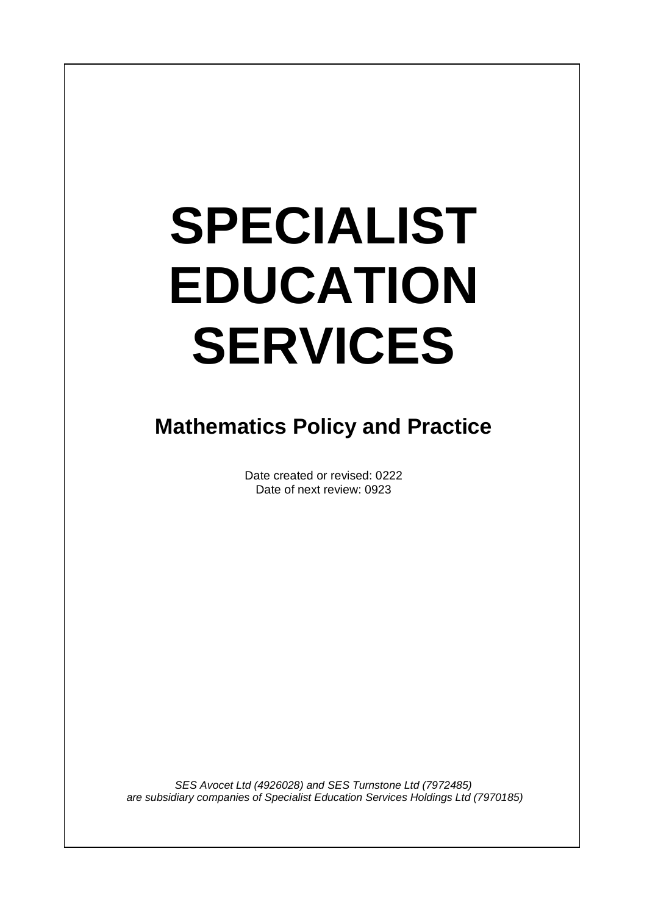# SPECIALIST EDUCATION SERVICES

## Mathematics Policy and Practice

Date created or revised: 0222
Date of next review: 0923

*SES Avocet Ltd (4926028) and SES Turnstone Ltd (7972485) are subsidiary companies of Specialist Education Services Holdings Ltd (7970185)*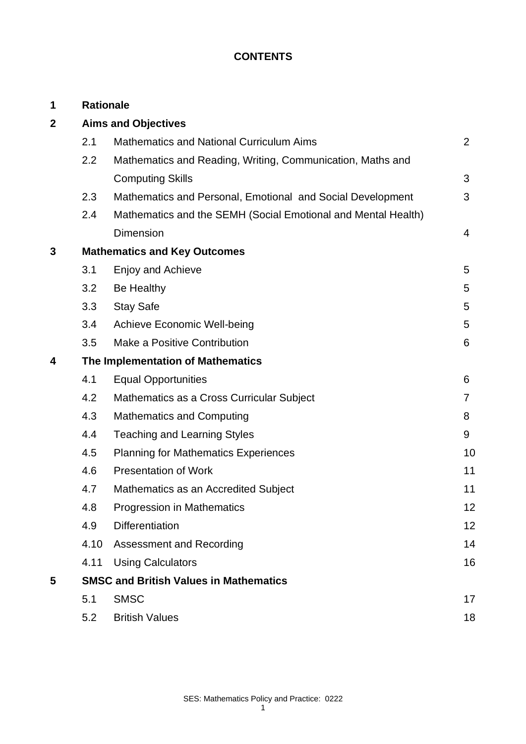**CONTENTS**

| | | | |
|---|---|---|---|
| **1** | **Rationale** | | |
| **2** | **Aims and Objectives** | | |
| | 2.1 | Mathematics and National Curriculum Aims | 2 |
| | 2.2 | Mathematics and Reading, Writing, Communication, Maths and Computing Skills | 3 |
| | 2.3 | Mathematics and Personal, Emotional and Social Development | 3 |
| | 2.4 | Mathematics and the SEMH (Social Emotional and Mental Health) Dimension | 4 |
| **3** | **Mathematics and Key Outcomes** | | |
| | 3.1 | Enjoy and Achieve | 5 |
| | 3.2 | Be Healthy | 5 |
| | 3.3 | Stay Safe | 5 |
| | 3.4 | Achieve Economic Well-being | 5 |
| | 3.5 | Make a Positive Contribution | 6 |
| **4** | **The Implementation of Mathematics** | | |
| | 4.1 | Equal Opportunities | 6 |
| | 4.2 | Mathematics as a Cross Curricular Subject | 7 |
| | 4.3 | Mathematics and Computing | 8 |
| | 4.4 | Teaching and Learning Styles | 9 |
| | 4.5 | Planning for Mathematics Experiences | 10 |
| | 4.6 | Presentation of Work | 11 |
| | 4.7 | Mathematics as an Accredited Subject | 11 |
| | 4.8 | Progression in Mathematics | 12 |
| | 4.9 | Differentiation | 12 |
| | 4.10 | Assessment and Recording | 14 |
| | 4.11 | Using Calculators | 16 |
| **5** | **SMSC and British Values in Mathematics** | | |
| | 5.1 | SMSC | 17 |
| | 5.2 | British Values | 18 |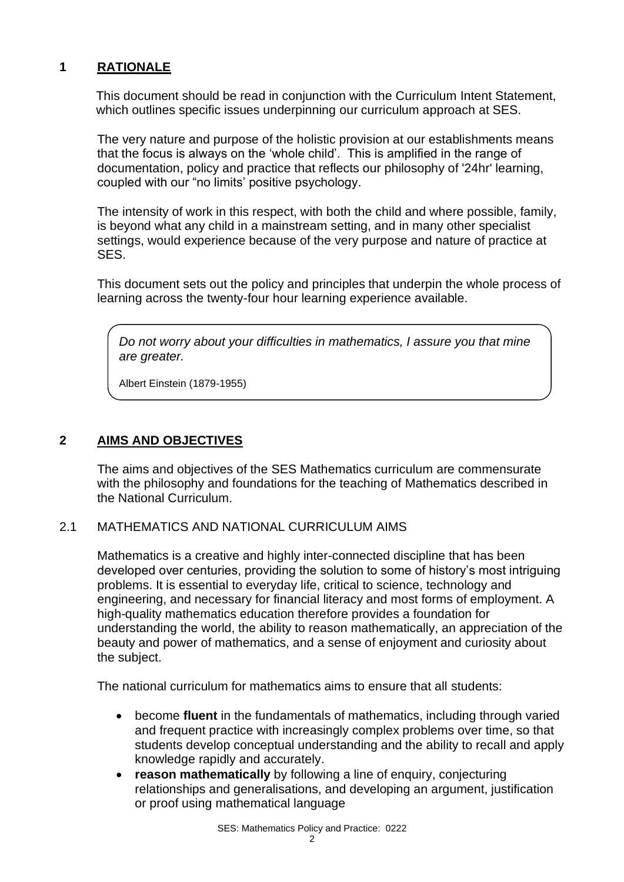## 1 RATIONALE

This document should be read in conjunction with the Curriculum Intent Statement, which outlines specific issues underpinning our curriculum approach at SES.

The very nature and purpose of the holistic provision at our establishments means that the focus is always on the 'whole child'. This is amplified in the range of documentation, policy and practice that reflects our philosophy of '24hr' learning, coupled with our "no limits' positive psychology.

The intensity of work in this respect, with both the child and where possible, family, is beyond what any child in a mainstream setting, and in many other specialist settings, would experience because of the very purpose and nature of practice at SES.

This document sets out the policy and principles that underpin the whole process of learning across the twenty-four hour learning experience available.

> *Do not worry about your difficulties in mathematics, I assure you that mine are greater.*
>
> Albert Einstein (1879-1955)

## 2 AIMS AND OBJECTIVES

The aims and objectives of the SES Mathematics curriculum are commensurate with the philosophy and foundations for the teaching of Mathematics described in the National Curriculum.

### 2.1 MATHEMATICS AND NATIONAL CURRICULUM AIMS

Mathematics is a creative and highly inter-connected discipline that has been developed over centuries, providing the solution to some of history's most intriguing problems. It is essential to everyday life, critical to science, technology and engineering, and necessary for financial literacy and most forms of employment. A high-quality mathematics education therefore provides a foundation for understanding the world, the ability to reason mathematically, an appreciation of the beauty and power of mathematics, and a sense of enjoyment and curiosity about the subject.

The national curriculum for mathematics aims to ensure that all students:

- become **fluent** in the fundamentals of mathematics, including through varied and frequent practice with increasingly complex problems over time, so that students develop conceptual understanding and the ability to recall and apply knowledge rapidly and accurately.
- **reason mathematically** by following a line of enquiry, conjecturing relationships and generalisations, and developing an argument, justification or proof using mathematical language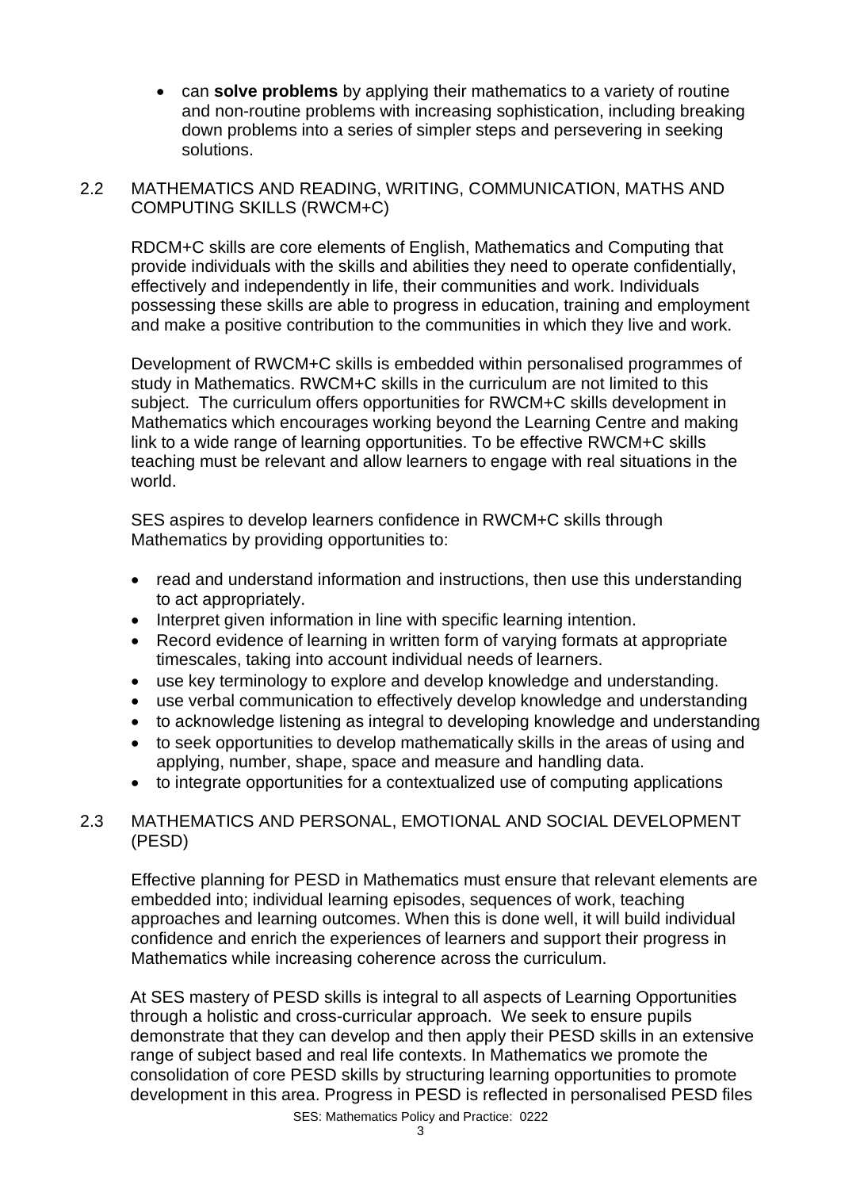- can **solve problems** by applying their mathematics to a variety of routine and non-routine problems with increasing sophistication, including breaking down problems into a series of simpler steps and persevering in seeking solutions.

## 2.2 MATHEMATICS AND READING, WRITING, COMMUNICATION, MATHS AND COMPUTING SKILLS (RWCM+C)

RDCM+C skills are core elements of English, Mathematics and Computing that provide individuals with the skills and abilities they need to operate confidentially, effectively and independently in life, their communities and work. Individuals possessing these skills are able to progress in education, training and employment and make a positive contribution to the communities in which they live and work.

Development of RWCM+C skills is embedded within personalised programmes of study in Mathematics. RWCM+C skills in the curriculum are not limited to this subject. The curriculum offers opportunities for RWCM+C skills development in Mathematics which encourages working beyond the Learning Centre and making link to a wide range of learning opportunities. To be effective RWCM+C skills teaching must be relevant and allow learners to engage with real situations in the world.

SES aspires to develop learners confidence in RWCM+C skills through Mathematics by providing opportunities to:

- read and understand information and instructions, then use this understanding to act appropriately.
- Interpret given information in line with specific learning intention.
- Record evidence of learning in written form of varying formats at appropriate timescales, taking into account individual needs of learners.
- use key terminology to explore and develop knowledge and understanding.
- use verbal communication to effectively develop knowledge and understanding
- to acknowledge listening as integral to developing knowledge and understanding
- to seek opportunities to develop mathematically skills in the areas of using and applying, number, shape, space and measure and handling data.
- to integrate opportunities for a contextualized use of computing applications

## 2.3 MATHEMATICS AND PERSONAL, EMOTIONAL AND SOCIAL DEVELOPMENT (PESD)

Effective planning for PESD in Mathematics must ensure that relevant elements are embedded into; individual learning episodes, sequences of work, teaching approaches and learning outcomes. When this is done well, it will build individual confidence and enrich the experiences of learners and support their progress in Mathematics while increasing coherence across the curriculum.

At SES mastery of PESD skills is integral to all aspects of Learning Opportunities through a holistic and cross-curricular approach. We seek to ensure pupils demonstrate that they can develop and then apply their PESD skills in an extensive range of subject based and real life contexts. In Mathematics we promote the consolidation of core PESD skills by structuring learning opportunities to promote development in this area. Progress in PESD is reflected in personalised PESD files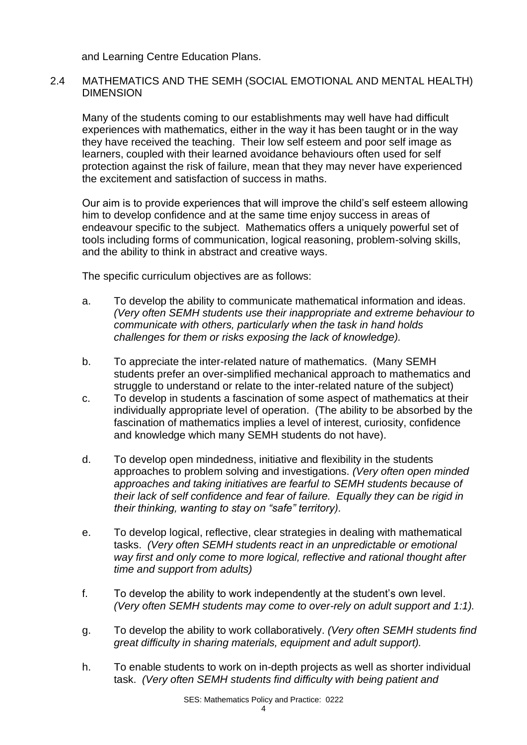and Learning Centre Education Plans.

## 2.4 MATHEMATICS AND THE SEMH (SOCIAL EMOTIONAL AND MENTAL HEALTH) DIMENSION

Many of the students coming to our establishments may well have had difficult experiences with mathematics, either in the way it has been taught or in the way they have received the teaching. Their low self esteem and poor self image as learners, coupled with their learned avoidance behaviours often used for self protection against the risk of failure, mean that they may never have experienced the excitement and satisfaction of success in maths.

Our aim is to provide experiences that will improve the child's self esteem allowing him to develop confidence and at the same time enjoy success in areas of endeavour specific to the subject. Mathematics offers a uniquely powerful set of tools including forms of communication, logical reasoning, problem-solving skills, and the ability to think in abstract and creative ways.

The specific curriculum objectives are as follows:

a. To develop the ability to communicate mathematical information and ideas. *(Very often SEMH students use their inappropriate and extreme behaviour to communicate with others, particularly when the task in hand holds challenges for them or risks exposing the lack of knowledge).*

b. To appreciate the inter-related nature of mathematics. (Many SEMH students prefer an over-simplified mechanical approach to mathematics and struggle to understand or relate to the inter-related nature of the subject)

c. To develop in students a fascination of some aspect of mathematics at their individually appropriate level of operation. (The ability to be absorbed by the fascination of mathematics implies a level of interest, curiosity, confidence and knowledge which many SEMH students do not have).

d. To develop open mindedness, initiative and flexibility in the students approaches to problem solving and investigations. *(Very often open minded approaches and taking initiatives are fearful to SEMH students because of their lack of self confidence and fear of failure. Equally they can be rigid in their thinking, wanting to stay on "safe" territory).*

e. To develop logical, reflective, clear strategies in dealing with mathematical tasks. *(Very often SEMH students react in an unpredictable or emotional way first and only come to more logical, reflective and rational thought after time and support from adults)*

f. To develop the ability to work independently at the student's own level. *(Very often SEMH students may come to over-rely on adult support and 1:1).*

g. To develop the ability to work collaboratively. *(Very often SEMH students find great difficulty in sharing materials, equipment and adult support).*

h. To enable students to work on in-depth projects as well as shorter individual task. *(Very often SEMH students find difficulty with being patient and*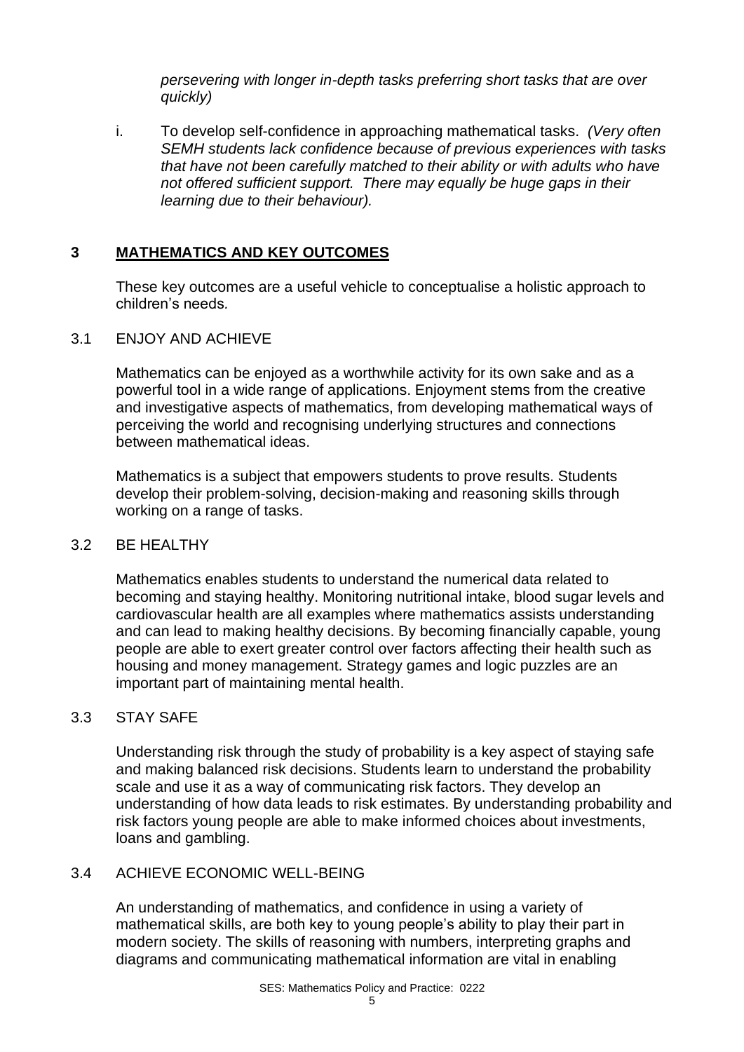*persevering with longer in-depth tasks preferring short tasks that are over quickly)*

i. To develop self-confidence in approaching mathematical tasks. *(Very often SEMH students lack confidence because of previous experiences with tasks that have not been carefully matched to their ability or with adults who have not offered sufficient support. There may equally be huge gaps in their learning due to their behaviour).*

## 3 MATHEMATICS AND KEY OUTCOMES

These key outcomes are a useful vehicle to conceptualise a holistic approach to children's needs.

### 3.1 ENJOY AND ACHIEVE

Mathematics can be enjoyed as a worthwhile activity for its own sake and as a powerful tool in a wide range of applications. Enjoyment stems from the creative and investigative aspects of mathematics, from developing mathematical ways of perceiving the world and recognising underlying structures and connections between mathematical ideas.

Mathematics is a subject that empowers students to prove results. Students develop their problem-solving, decision-making and reasoning skills through working on a range of tasks.

### 3.2 BE HEALTHY

Mathematics enables students to understand the numerical data related to becoming and staying healthy. Monitoring nutritional intake, blood sugar levels and cardiovascular health are all examples where mathematics assists understanding and can lead to making healthy decisions. By becoming financially capable, young people are able to exert greater control over factors affecting their health such as housing and money management. Strategy games and logic puzzles are an important part of maintaining mental health.

### 3.3 STAY SAFE

Understanding risk through the study of probability is a key aspect of staying safe and making balanced risk decisions. Students learn to understand the probability scale and use it as a way of communicating risk factors. They develop an understanding of how data leads to risk estimates. By understanding probability and risk factors young people are able to make informed choices about investments, loans and gambling.

### 3.4 ACHIEVE ECONOMIC WELL-BEING

An understanding of mathematics, and confidence in using a variety of mathematical skills, are both key to young people's ability to play their part in modern society. The skills of reasoning with numbers, interpreting graphs and diagrams and communicating mathematical information are vital in enabling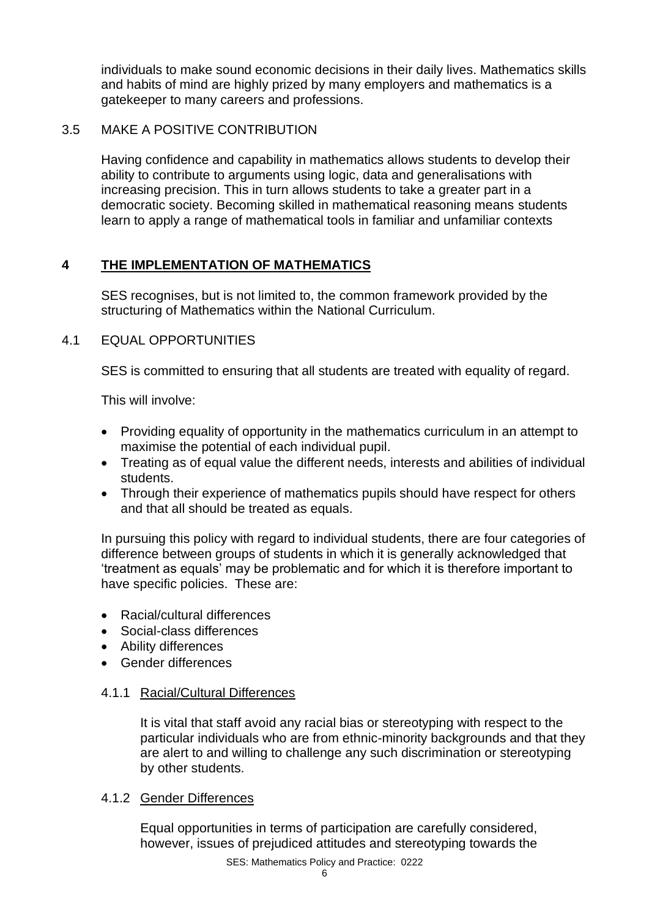individuals to make sound economic decisions in their daily lives. Mathematics skills and habits of mind are highly prized by many employers and mathematics is a gatekeeper to many careers and professions.

### 3.5 MAKE A POSITIVE CONTRIBUTION

Having confidence and capability in mathematics allows students to develop their ability to contribute to arguments using logic, data and generalisations with increasing precision. This in turn allows students to take a greater part in a democratic society. Becoming skilled in mathematical reasoning means students learn to apply a range of mathematical tools in familiar and unfamiliar contexts

## 4 THE IMPLEMENTATION OF MATHEMATICS

SES recognises, but is not limited to, the common framework provided by the structuring of Mathematics within the National Curriculum.

### 4.1 EQUAL OPPORTUNITIES

SES is committed to ensuring that all students are treated with equality of regard.

This will involve:

- Providing equality of opportunity in the mathematics curriculum in an attempt to maximise the potential of each individual pupil.
- Treating as of equal value the different needs, interests and abilities of individual students.
- Through their experience of mathematics pupils should have respect for others and that all should be treated as equals.

In pursuing this policy with regard to individual students, there are four categories of difference between groups of students in which it is generally acknowledged that 'treatment as equals' may be problematic and for which it is therefore important to have specific policies. These are:

- Racial/cultural differences
- Social-class differences
- Ability differences
- Gender differences

#### 4.1.1 Racial/Cultural Differences

It is vital that staff avoid any racial bias or stereotyping with respect to the particular individuals who are from ethnic-minority backgrounds and that they are alert to and willing to challenge any such discrimination or stereotyping by other students.

#### 4.1.2 Gender Differences

Equal opportunities in terms of participation are carefully considered, however, issues of prejudiced attitudes and stereotyping towards the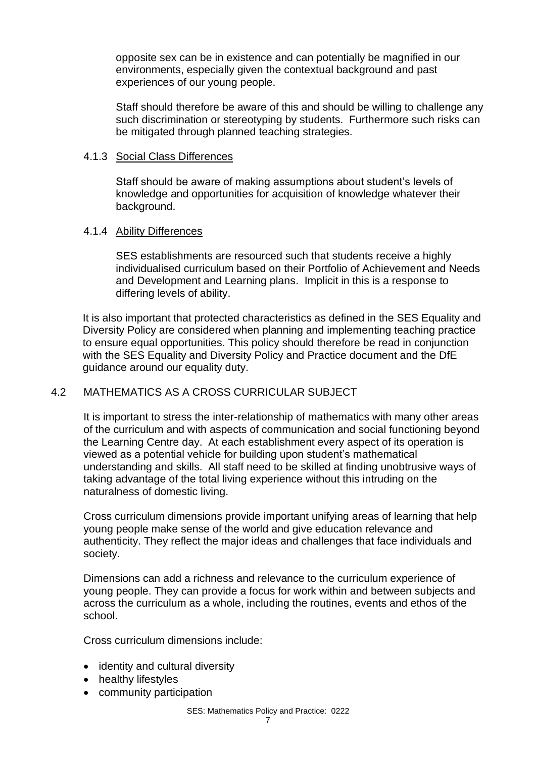opposite sex can be in existence and can potentially be magnified in our environments, especially given the contextual background and past experiences of our young people.

Staff should therefore be aware of this and should be willing to challenge any such discrimination or stereotyping by students. Furthermore such risks can be mitigated through planned teaching strategies.

#### 4.1.3 Social Class Differences

Staff should be aware of making assumptions about student's levels of knowledge and opportunities for acquisition of knowledge whatever their background.

#### 4.1.4 Ability Differences

SES establishments are resourced such that students receive a highly individualised curriculum based on their Portfolio of Achievement and Needs and Development and Learning plans. Implicit in this is a response to differing levels of ability.

It is also important that protected characteristics as defined in the SES Equality and Diversity Policy are considered when planning and implementing teaching practice to ensure equal opportunities. This policy should therefore be read in conjunction with the SES Equality and Diversity Policy and Practice document and the DfE guidance around our equality duty.

### 4.2 MATHEMATICS AS A CROSS CURRICULAR SUBJECT

It is important to stress the inter-relationship of mathematics with many other areas of the curriculum and with aspects of communication and social functioning beyond the Learning Centre day. At each establishment every aspect of its operation is viewed as a potential vehicle for building upon student's mathematical understanding and skills. All staff need to be skilled at finding unobtrusive ways of taking advantage of the total living experience without this intruding on the naturalness of domestic living.

Cross curriculum dimensions provide important unifying areas of learning that help young people make sense of the world and give education relevance and authenticity. They reflect the major ideas and challenges that face individuals and society.

Dimensions can add a richness and relevance to the curriculum experience of young people. They can provide a focus for work within and between subjects and across the curriculum as a whole, including the routines, events and ethos of the school.

Cross curriculum dimensions include:

- identity and cultural diversity
- healthy lifestyles
- community participation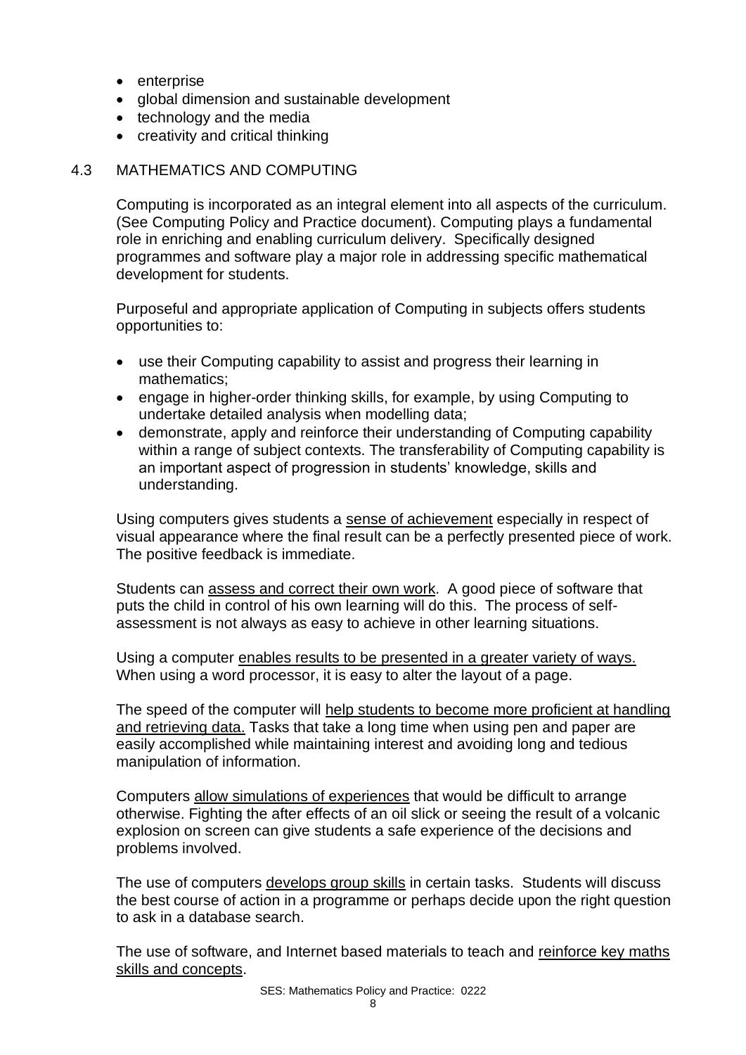- enterprise
- global dimension and sustainable development
- technology and the media
- creativity and critical thinking

## 4.3 MATHEMATICS AND COMPUTING

Computing is incorporated as an integral element into all aspects of the curriculum. (See Computing Policy and Practice document). Computing plays a fundamental role in enriching and enabling curriculum delivery. Specifically designed programmes and software play a major role in addressing specific mathematical development for students.

Purposeful and appropriate application of Computing in subjects offers students opportunities to:

- use their Computing capability to assist and progress their learning in mathematics;
- engage in higher-order thinking skills, for example, by using Computing to undertake detailed analysis when modelling data;
- demonstrate, apply and reinforce their understanding of Computing capability within a range of subject contexts. The transferability of Computing capability is an important aspect of progression in students' knowledge, skills and understanding.

Using computers gives students a <u>sense of achievement</u> especially in respect of visual appearance where the final result can be a perfectly presented piece of work. The positive feedback is immediate.

Students can <u>assess and correct their own work</u>. A good piece of software that puts the child in control of his own learning will do this. The process of self-assessment is not always as easy to achieve in other learning situations.

Using a computer <u>enables results to be presented in a greater variety of ways.</u> When using a word processor, it is easy to alter the layout of a page.

The speed of the computer will <u>help students to become more proficient at handling and retrieving data.</u> Tasks that take a long time when using pen and paper are easily accomplished while maintaining interest and avoiding long and tedious manipulation of information.

Computers <u>allow simulations of experiences</u> that would be difficult to arrange otherwise. Fighting the after effects of an oil slick or seeing the result of a volcanic explosion on screen can give students a safe experience of the decisions and problems involved.

The use of computers <u>develops group skills</u> in certain tasks. Students will discuss the best course of action in a programme or perhaps decide upon the right question to ask in a database search.

The use of software, and Internet based materials to teach and <u>reinforce key maths skills and concepts</u>.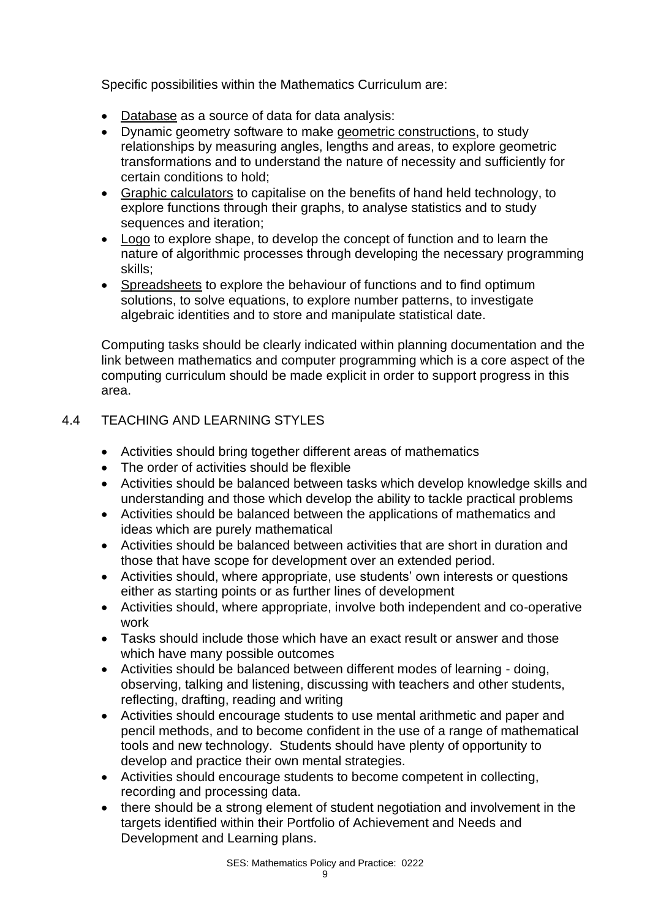Specific possibilities within the Mathematics Curriculum are:

- Database as a source of data for data analysis:
- Dynamic geometry software to make geometric constructions, to study relationships by measuring angles, lengths and areas, to explore geometric transformations and to understand the nature of necessity and sufficiently for certain conditions to hold;
- Graphic calculators to capitalise on the benefits of hand held technology, to explore functions through their graphs, to analyse statistics and to study sequences and iteration;
- Logo to explore shape, to develop the concept of function and to learn the nature of algorithmic processes through developing the necessary programming skills;
- Spreadsheets to explore the behaviour of functions and to find optimum solutions, to solve equations, to explore number patterns, to investigate algebraic identities and to store and manipulate statistical date.

Computing tasks should be clearly indicated within planning documentation and the link between mathematics and computer programming which is a core aspect of the computing curriculum should be made explicit in order to support progress in this area.

## 4.4 TEACHING AND LEARNING STYLES

- Activities should bring together different areas of mathematics
- The order of activities should be flexible
- Activities should be balanced between tasks which develop knowledge skills and understanding and those which develop the ability to tackle practical problems
- Activities should be balanced between the applications of mathematics and ideas which are purely mathematical
- Activities should be balanced between activities that are short in duration and those that have scope for development over an extended period.
- Activities should, where appropriate, use students' own interests or questions either as starting points or as further lines of development
- Activities should, where appropriate, involve both independent and co-operative work
- Tasks should include those which have an exact result or answer and those which have many possible outcomes
- Activities should be balanced between different modes of learning - doing, observing, talking and listening, discussing with teachers and other students, reflecting, drafting, reading and writing
- Activities should encourage students to use mental arithmetic and paper and pencil methods, and to become confident in the use of a range of mathematical tools and new technology. Students should have plenty of opportunity to develop and practice their own mental strategies.
- Activities should encourage students to become competent in collecting, recording and processing data.
- there should be a strong element of student negotiation and involvement in the targets identified within their Portfolio of Achievement and Needs and Development and Learning plans.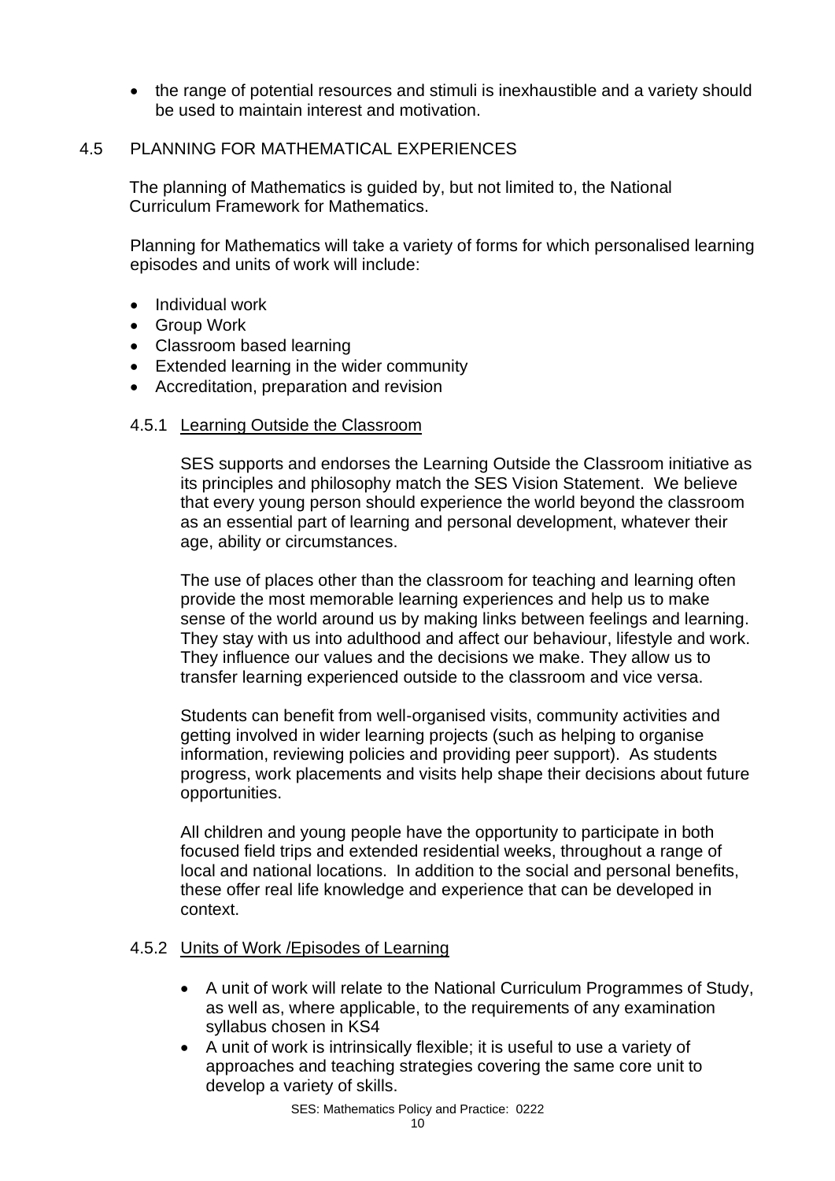- the range of potential resources and stimuli is inexhaustible and a variety should be used to maintain interest and motivation.

## 4.5 PLANNING FOR MATHEMATICAL EXPERIENCES

The planning of Mathematics is guided by, but not limited to, the National Curriculum Framework for Mathematics.

Planning for Mathematics will take a variety of forms for which personalised learning episodes and units of work will include:

- Individual work
- Group Work
- Classroom based learning
- Extended learning in the wider community
- Accreditation, preparation and revision

### 4.5.1 Learning Outside the Classroom

SES supports and endorses the Learning Outside the Classroom initiative as its principles and philosophy match the SES Vision Statement. We believe that every young person should experience the world beyond the classroom as an essential part of learning and personal development, whatever their age, ability or circumstances.

The use of places other than the classroom for teaching and learning often provide the most memorable learning experiences and help us to make sense of the world around us by making links between feelings and learning. They stay with us into adulthood and affect our behaviour, lifestyle and work. They influence our values and the decisions we make. They allow us to transfer learning experienced outside to the classroom and vice versa.

Students can benefit from well-organised visits, community activities and getting involved in wider learning projects (such as helping to organise information, reviewing policies and providing peer support). As students progress, work placements and visits help shape their decisions about future opportunities.

All children and young people have the opportunity to participate in both focused field trips and extended residential weeks, throughout a range of local and national locations. In addition to the social and personal benefits, these offer real life knowledge and experience that can be developed in context.

### 4.5.2 Units of Work /Episodes of Learning

- A unit of work will relate to the National Curriculum Programmes of Study, as well as, where applicable, to the requirements of any examination syllabus chosen in KS4
- A unit of work is intrinsically flexible; it is useful to use a variety of approaches and teaching strategies covering the same core unit to develop a variety of skills.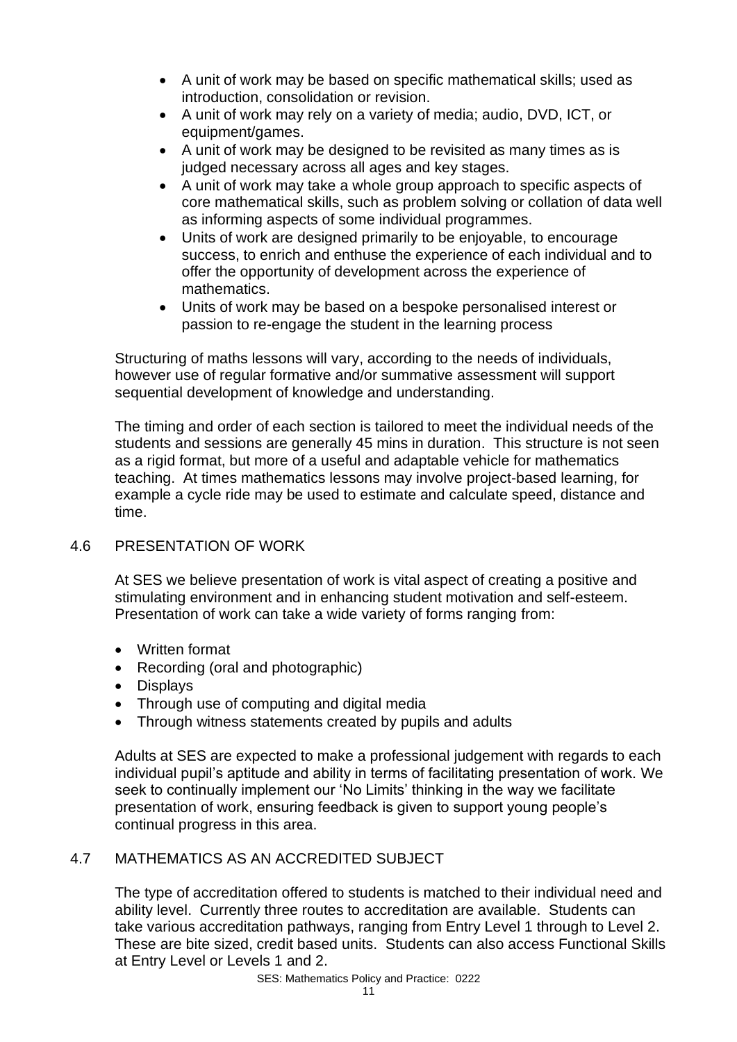- A unit of work may be based on specific mathematical skills; used as introduction, consolidation or revision.
- A unit of work may rely on a variety of media; audio, DVD, ICT, or equipment/games.
- A unit of work may be designed to be revisited as many times as is judged necessary across all ages and key stages.
- A unit of work may take a whole group approach to specific aspects of core mathematical skills, such as problem solving or collation of data well as informing aspects of some individual programmes.
- Units of work are designed primarily to be enjoyable, to encourage success, to enrich and enthuse the experience of each individual and to offer the opportunity of development across the experience of mathematics.
- Units of work may be based on a bespoke personalised interest or passion to re-engage the student in the learning process

Structuring of maths lessons will vary, according to the needs of individuals, however use of regular formative and/or summative assessment will support sequential development of knowledge and understanding.

The timing and order of each section is tailored to meet the individual needs of the students and sessions are generally 45 mins in duration. This structure is not seen as a rigid format, but more of a useful and adaptable vehicle for mathematics teaching. At times mathematics lessons may involve project-based learning, for example a cycle ride may be used to estimate and calculate speed, distance and time.

## 4.6 PRESENTATION OF WORK

At SES we believe presentation of work is vital aspect of creating a positive and stimulating environment and in enhancing student motivation and self-esteem. Presentation of work can take a wide variety of forms ranging from:

- Written format
- Recording (oral and photographic)
- Displays
- Through use of computing and digital media
- Through witness statements created by pupils and adults

Adults at SES are expected to make a professional judgement with regards to each individual pupil's aptitude and ability in terms of facilitating presentation of work. We seek to continually implement our 'No Limits' thinking in the way we facilitate presentation of work, ensuring feedback is given to support young people's continual progress in this area.

## 4.7 MATHEMATICS AS AN ACCREDITED SUBJECT

The type of accreditation offered to students is matched to their individual need and ability level. Currently three routes to accreditation are available. Students can take various accreditation pathways, ranging from Entry Level 1 through to Level 2. These are bite sized, credit based units. Students can also access Functional Skills at Entry Level or Levels 1 and 2.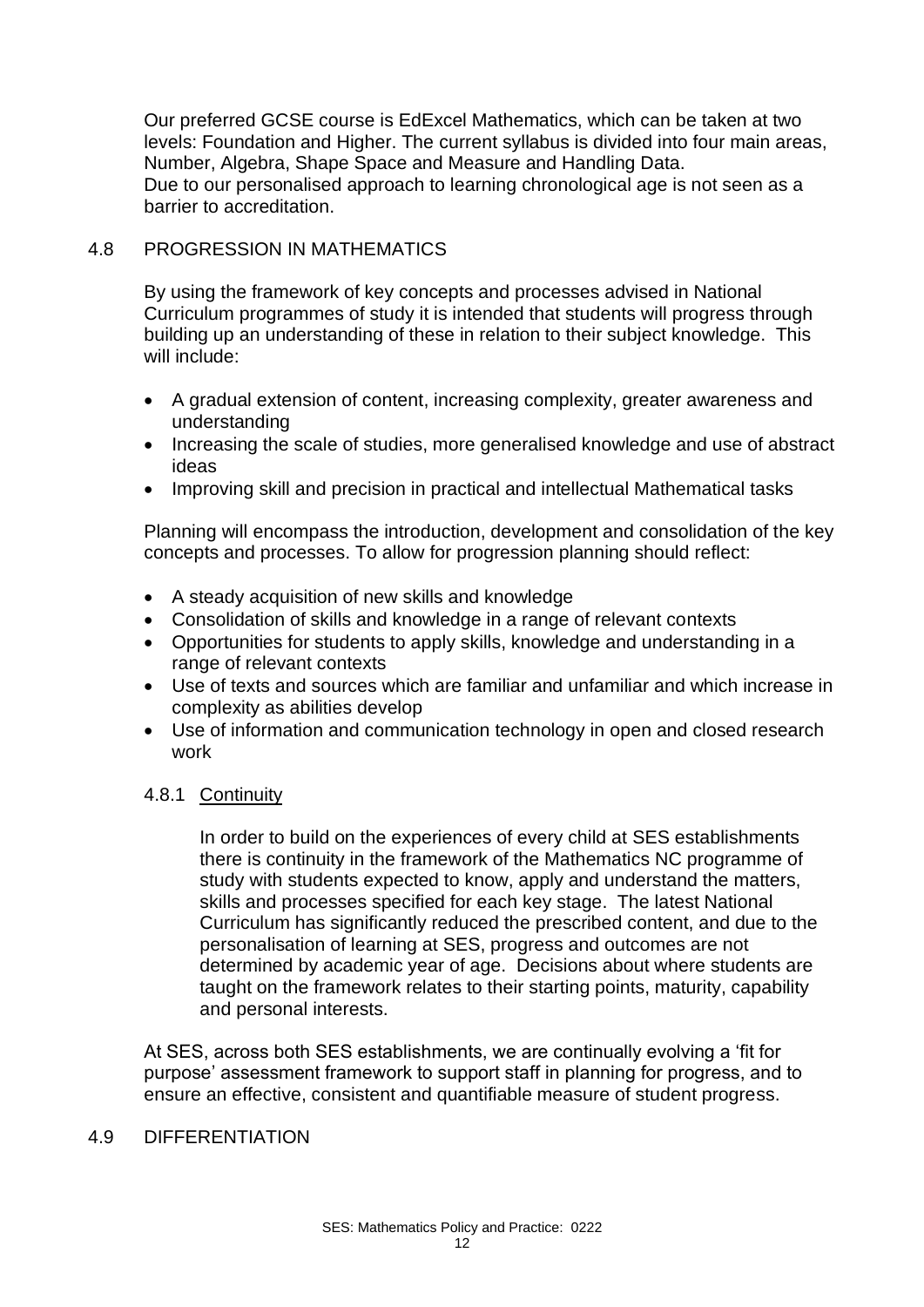Our preferred GCSE course is EdExcel Mathematics, which can be taken at two levels: Foundation and Higher. The current syllabus is divided into four main areas, Number, Algebra, Shape Space and Measure and Handling Data.
Due to our personalised approach to learning chronological age is not seen as a barrier to accreditation.

## 4.8 PROGRESSION IN MATHEMATICS

By using the framework of key concepts and processes advised in National Curriculum programmes of study it is intended that students will progress through building up an understanding of these in relation to their subject knowledge. This will include:

- A gradual extension of content, increasing complexity, greater awareness and understanding
- Increasing the scale of studies, more generalised knowledge and use of abstract ideas
- Improving skill and precision in practical and intellectual Mathematical tasks

Planning will encompass the introduction, development and consolidation of the key concepts and processes. To allow for progression planning should reflect:

- A steady acquisition of new skills and knowledge
- Consolidation of skills and knowledge in a range of relevant contexts
- Opportunities for students to apply skills, knowledge and understanding in a range of relevant contexts
- Use of texts and sources which are familiar and unfamiliar and which increase in complexity as abilities develop
- Use of information and communication technology in open and closed research work

### 4.8.1 Continuity

In order to build on the experiences of every child at SES establishments there is continuity in the framework of the Mathematics NC programme of study with students expected to know, apply and understand the matters, skills and processes specified for each key stage. The latest National Curriculum has significantly reduced the prescribed content, and due to the personalisation of learning at SES, progress and outcomes are not determined by academic year of age. Decisions about where students are taught on the framework relates to their starting points, maturity, capability and personal interests.

At SES, across both SES establishments, we are continually evolving a 'fit for purpose' assessment framework to support staff in planning for progress, and to ensure an effective, consistent and quantifiable measure of student progress.

## 4.9 DIFFERENTIATION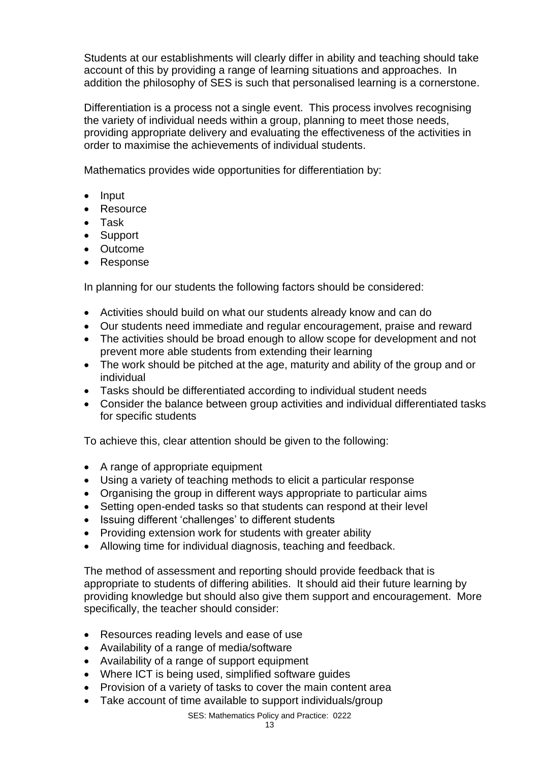Students at our establishments will clearly differ in ability and teaching should take account of this by providing a range of learning situations and approaches. In addition the philosophy of SES is such that personalised learning is a cornerstone.

Differentiation is a process not a single event. This process involves recognising the variety of individual needs within a group, planning to meet those needs, providing appropriate delivery and evaluating the effectiveness of the activities in order to maximise the achievements of individual students.

Mathematics provides wide opportunities for differentiation by:

- Input
- Resource
- Task
- Support
- Outcome
- Response

In planning for our students the following factors should be considered:

- Activities should build on what our students already know and can do
- Our students need immediate and regular encouragement, praise and reward
- The activities should be broad enough to allow scope for development and not prevent more able students from extending their learning
- The work should be pitched at the age, maturity and ability of the group and or individual
- Tasks should be differentiated according to individual student needs
- Consider the balance between group activities and individual differentiated tasks for specific students

To achieve this, clear attention should be given to the following:

- A range of appropriate equipment
- Using a variety of teaching methods to elicit a particular response
- Organising the group in different ways appropriate to particular aims
- Setting open-ended tasks so that students can respond at their level
- Issuing different 'challenges' to different students
- Providing extension work for students with greater ability
- Allowing time for individual diagnosis, teaching and feedback.

The method of assessment and reporting should provide feedback that is appropriate to students of differing abilities. It should aid their future learning by providing knowledge but should also give them support and encouragement. More specifically, the teacher should consider:

- Resources reading levels and ease of use
- Availability of a range of media/software
- Availability of a range of support equipment
- Where ICT is being used, simplified software guides
- Provision of a variety of tasks to cover the main content area
- Take account of time available to support individuals/group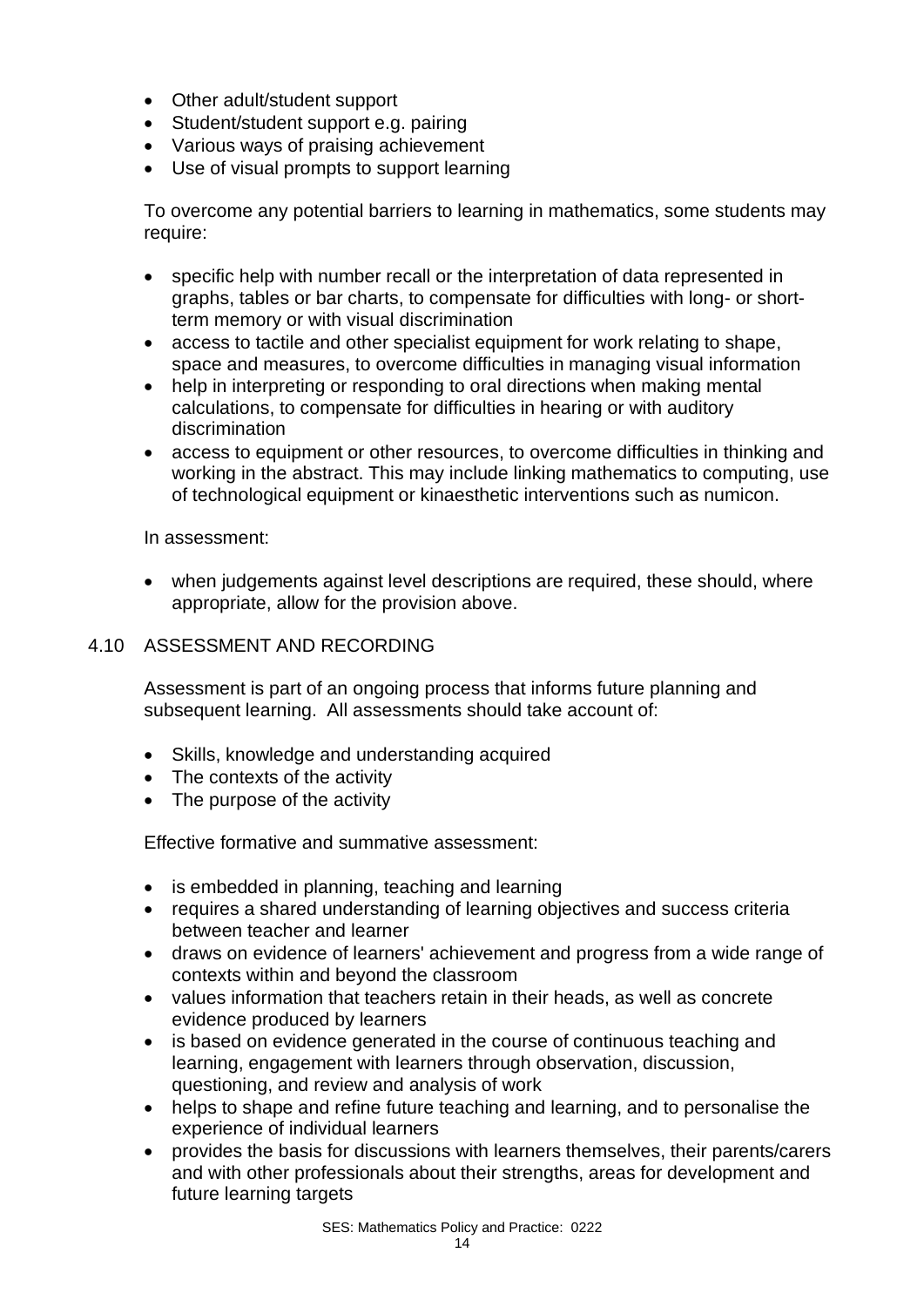- Other adult/student support
- Student/student support e.g. pairing
- Various ways of praising achievement
- Use of visual prompts to support learning

To overcome any potential barriers to learning in mathematics, some students may require:

- specific help with number recall or the interpretation of data represented in graphs, tables or bar charts, to compensate for difficulties with long- or short-term memory or with visual discrimination
- access to tactile and other specialist equipment for work relating to shape, space and measures, to overcome difficulties in managing visual information
- help in interpreting or responding to oral directions when making mental calculations, to compensate for difficulties in hearing or with auditory discrimination
- access to equipment or other resources, to overcome difficulties in thinking and working in the abstract. This may include linking mathematics to computing, use of technological equipment or kinaesthetic interventions such as numicon.

In assessment:

- when judgements against level descriptions are required, these should, where appropriate, allow for the provision above.

## 4.10 ASSESSMENT AND RECORDING

Assessment is part of an ongoing process that informs future planning and subsequent learning. All assessments should take account of:

- Skills, knowledge and understanding acquired
- The contexts of the activity
- The purpose of the activity

Effective formative and summative assessment:

- is embedded in planning, teaching and learning
- requires a shared understanding of learning objectives and success criteria between teacher and learner
- draws on evidence of learners' achievement and progress from a wide range of contexts within and beyond the classroom
- values information that teachers retain in their heads, as well as concrete evidence produced by learners
- is based on evidence generated in the course of continuous teaching and learning, engagement with learners through observation, discussion, questioning, and review and analysis of work
- helps to shape and refine future teaching and learning, and to personalise the experience of individual learners
- provides the basis for discussions with learners themselves, their parents/carers and with other professionals about their strengths, areas for development and future learning targets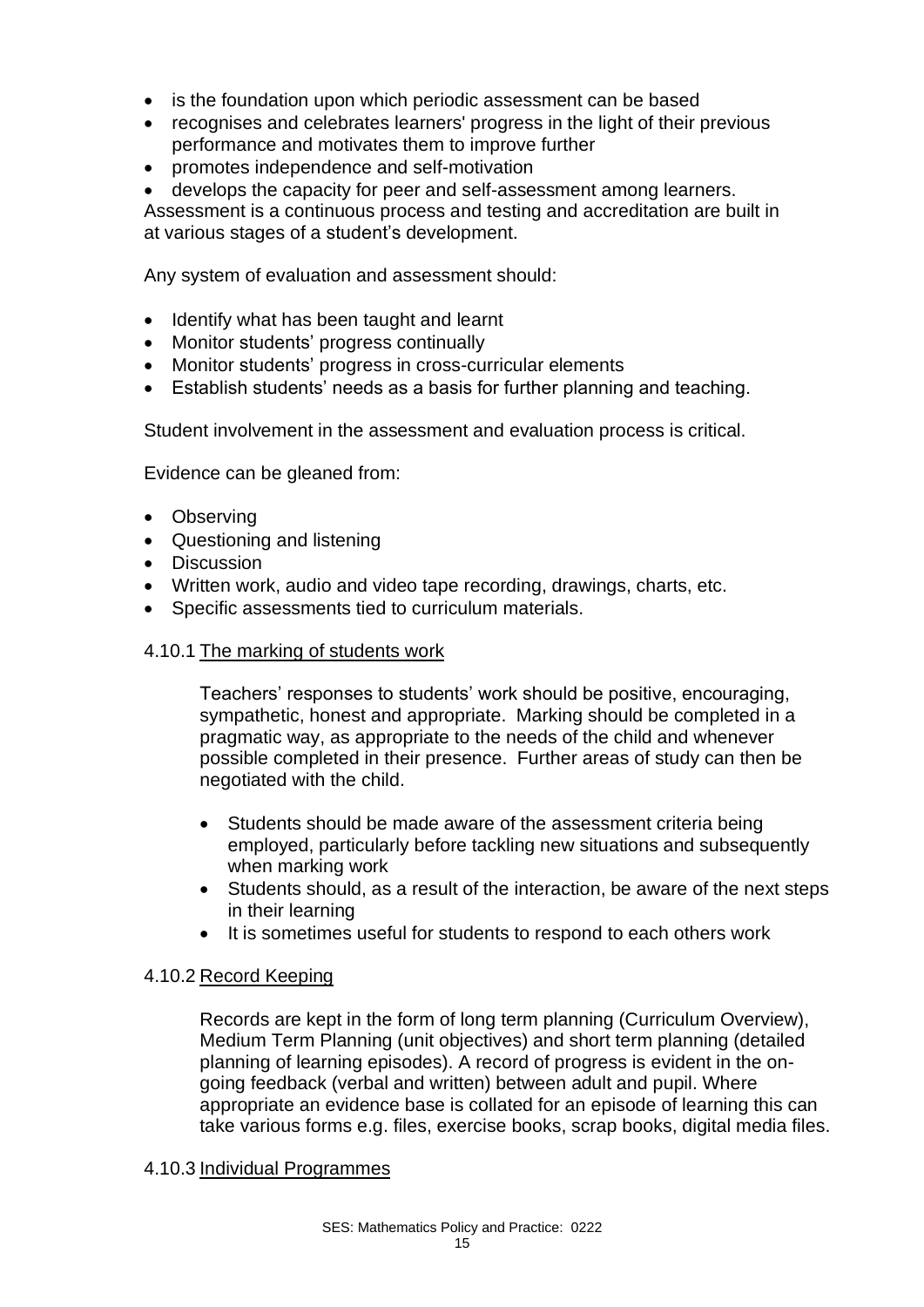- is the foundation upon which periodic assessment can be based
- recognises and celebrates learners' progress in the light of their previous performance and motivates them to improve further
- promotes independence and self-motivation
- develops the capacity for peer and self-assessment among learners.

Assessment is a continuous process and testing and accreditation are built in at various stages of a student's development.

Any system of evaluation and assessment should:

- Identify what has been taught and learnt
- Monitor students' progress continually
- Monitor students' progress in cross-curricular elements
- Establish students' needs as a basis for further planning and teaching.

Student involvement in the assessment and evaluation process is critical.

Evidence can be gleaned from:

- Observing
- Questioning and listening
- Discussion
- Written work, audio and video tape recording, drawings, charts, etc.
- Specific assessments tied to curriculum materials.

#### 4.10.1 The marking of students work

Teachers' responses to students' work should be positive, encouraging, sympathetic, honest and appropriate. Marking should be completed in a pragmatic way, as appropriate to the needs of the child and whenever possible completed in their presence. Further areas of study can then be negotiated with the child.

- Students should be made aware of the assessment criteria being employed, particularly before tackling new situations and subsequently when marking work
- Students should, as a result of the interaction, be aware of the next steps in their learning
- It is sometimes useful for students to respond to each others work

#### 4.10.2 Record Keeping

Records are kept in the form of long term planning (Curriculum Overview), Medium Term Planning (unit objectives) and short term planning (detailed planning of learning episodes). A record of progress is evident in the on-going feedback (verbal and written) between adult and pupil. Where appropriate an evidence base is collated for an episode of learning this can take various forms e.g. files, exercise books, scrap books, digital media files.

#### 4.10.3 Individual Programmes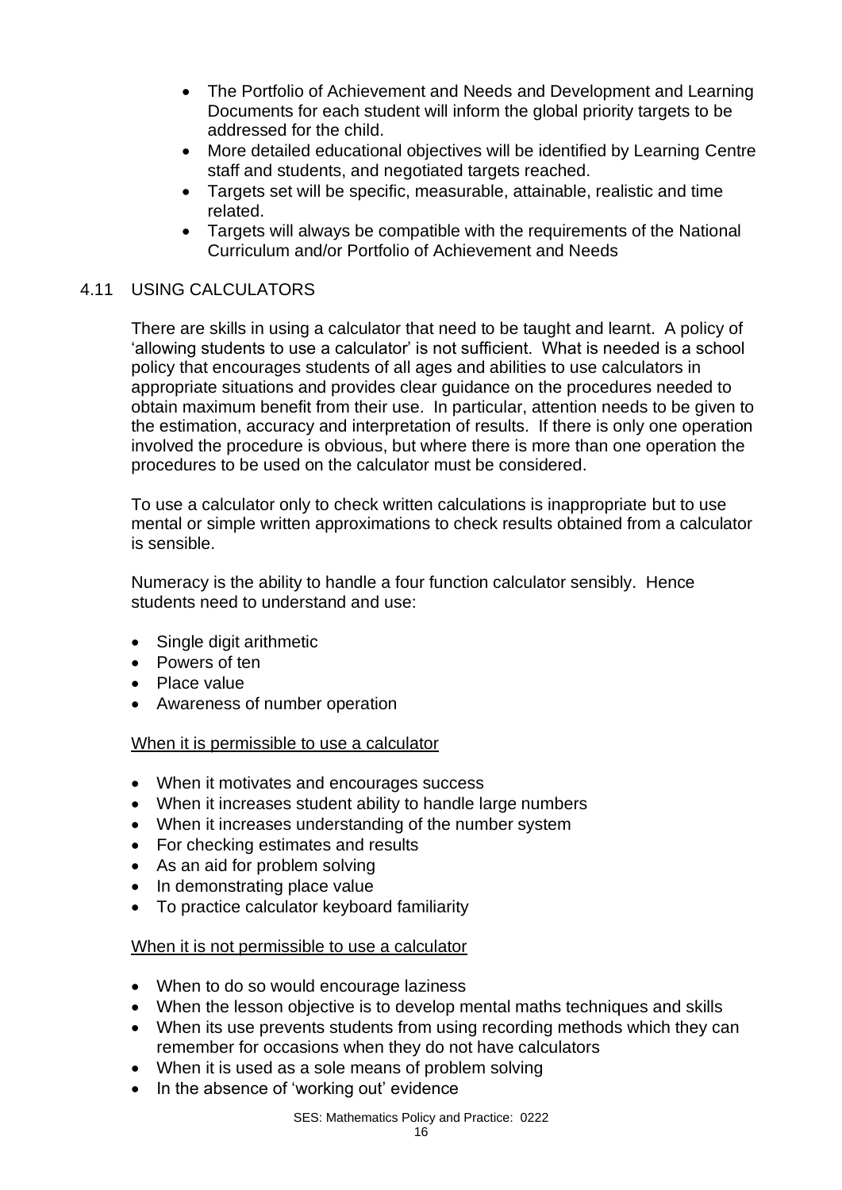- The Portfolio of Achievement and Needs and Development and Learning Documents for each student will inform the global priority targets to be addressed for the child.
- More detailed educational objectives will be identified by Learning Centre staff and students, and negotiated targets reached.
- Targets set will be specific, measurable, attainable, realistic and time related.
- Targets will always be compatible with the requirements of the National Curriculum and/or Portfolio of Achievement and Needs

## 4.11 USING CALCULATORS

There are skills in using a calculator that need to be taught and learnt. A policy of 'allowing students to use a calculator' is not sufficient. What is needed is a school policy that encourages students of all ages and abilities to use calculators in appropriate situations and provides clear guidance on the procedures needed to obtain maximum benefit from their use. In particular, attention needs to be given to the estimation, accuracy and interpretation of results. If there is only one operation involved the procedure is obvious, but where there is more than one operation the procedures to be used on the calculator must be considered.

To use a calculator only to check written calculations is inappropriate but to use mental or simple written approximations to check results obtained from a calculator is sensible.

Numeracy is the ability to handle a four function calculator sensibly. Hence students need to understand and use:

- Single digit arithmetic
- Powers of ten
- Place value
- Awareness of number operation

<u>When it is permissible to use a calculator</u>

- When it motivates and encourages success
- When it increases student ability to handle large numbers
- When it increases understanding of the number system
- For checking estimates and results
- As an aid for problem solving
- In demonstrating place value
- To practice calculator keyboard familiarity

<u>When it is not permissible to use a calculator</u>

- When to do so would encourage laziness
- When the lesson objective is to develop mental maths techniques and skills
- When its use prevents students from using recording methods which they can remember for occasions when they do not have calculators
- When it is used as a sole means of problem solving
- In the absence of 'working out' evidence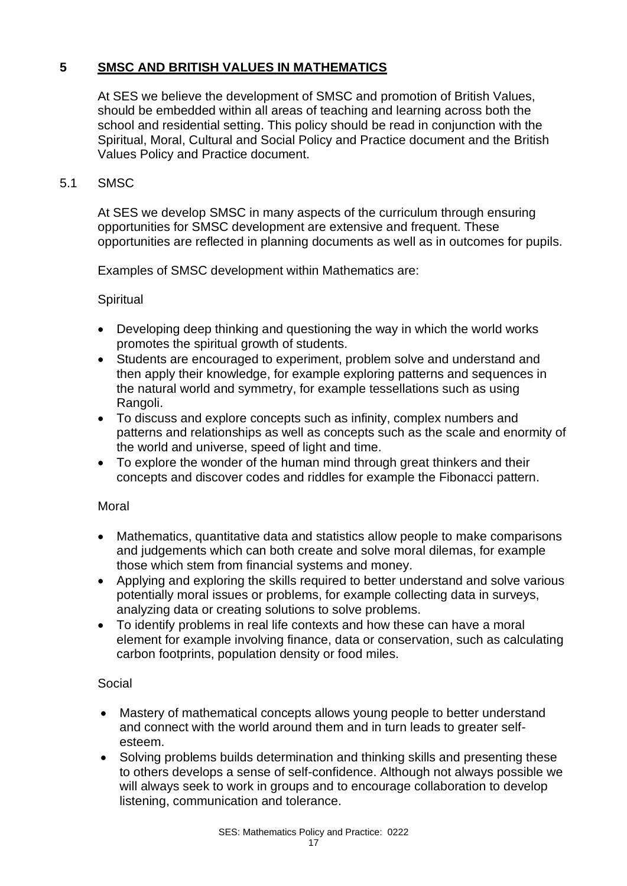## 5 SMSC AND BRITISH VALUES IN MATHEMATICS

At SES we believe the development of SMSC and promotion of British Values, should be embedded within all areas of teaching and learning across both the school and residential setting. This policy should be read in conjunction with the Spiritual, Moral, Cultural and Social Policy and Practice document and the British Values Policy and Practice document.

### 5.1 SMSC

At SES we develop SMSC in many aspects of the curriculum through ensuring opportunities for SMSC development are extensive and frequent. These opportunities are reflected in planning documents as well as in outcomes for pupils.

Examples of SMSC development within Mathematics are:

Spiritual

- Developing deep thinking and questioning the way in which the world works promotes the spiritual growth of students.
- Students are encouraged to experiment, problem solve and understand and then apply their knowledge, for example exploring patterns and sequences in the natural world and symmetry, for example tessellations such as using Rangoli.
- To discuss and explore concepts such as infinity, complex numbers and patterns and relationships as well as concepts such as the scale and enormity of the world and universe, speed of light and time.
- To explore the wonder of the human mind through great thinkers and their concepts and discover codes and riddles for example the Fibonacci pattern.

Moral

- Mathematics, quantitative data and statistics allow people to make comparisons and judgements which can both create and solve moral dilemas, for example those which stem from financial systems and money.
- Applying and exploring the skills required to better understand and solve various potentially moral issues or problems, for example collecting data in surveys, analyzing data or creating solutions to solve problems.
- To identify problems in real life contexts and how these can have a moral element for example involving finance, data or conservation, such as calculating carbon footprints, population density or food miles.

Social

- Mastery of mathematical concepts allows young people to better understand and connect with the world around them and in turn leads to greater self-esteem.
- Solving problems builds determination and thinking skills and presenting these to others develops a sense of self-confidence. Although not always possible we will always seek to work in groups and to encourage collaboration to develop listening, communication and tolerance.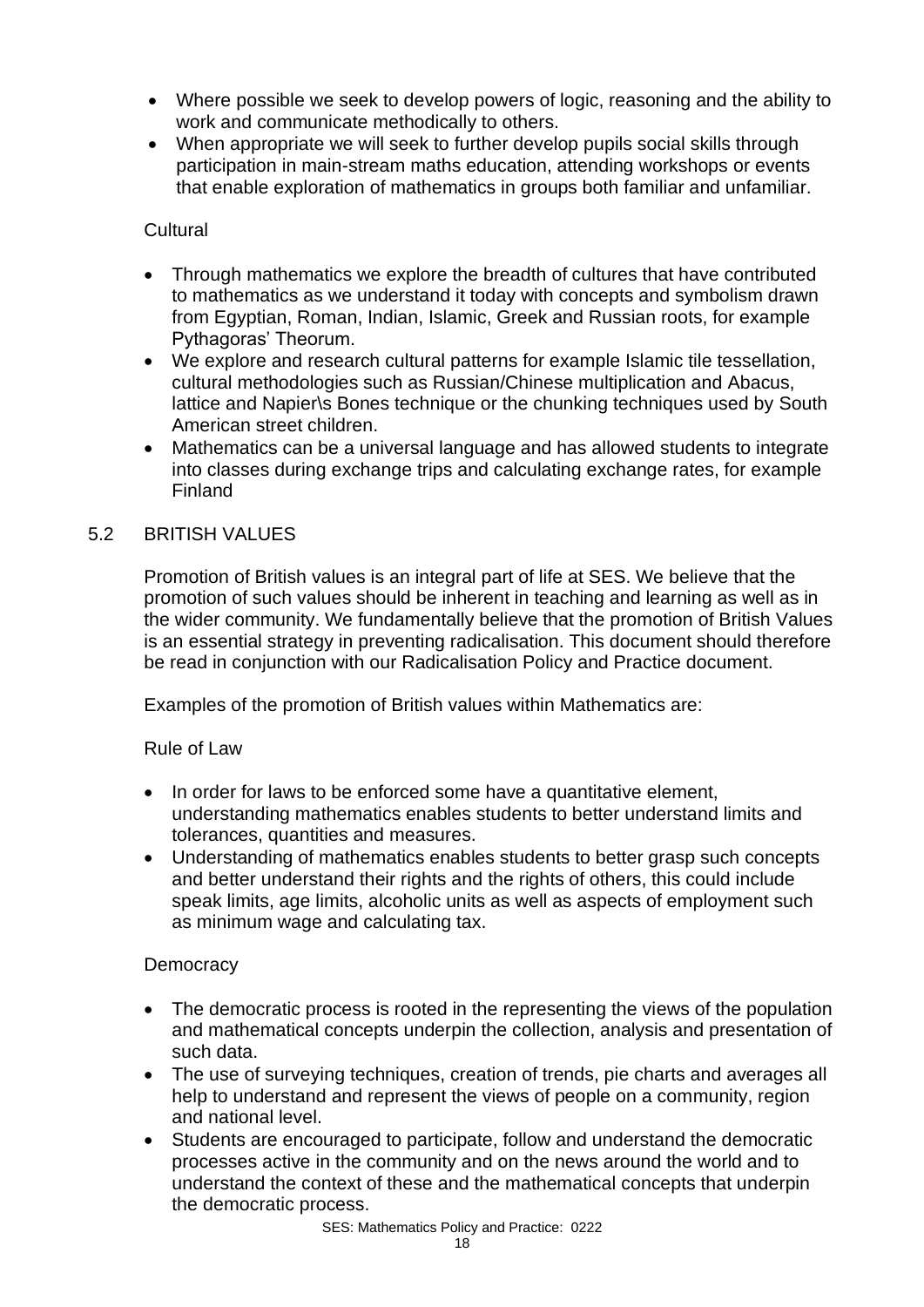- Where possible we seek to develop powers of logic, reasoning and the ability to work and communicate methodically to others.
- When appropriate we will seek to further develop pupils social skills through participation in main-stream maths education, attending workshops or events that enable exploration of mathematics in groups both familiar and unfamiliar.

Cultural

- Through mathematics we explore the breadth of cultures that have contributed to mathematics as we understand it today with concepts and symbolism drawn from Egyptian, Roman, Indian, Islamic, Greek and Russian roots, for example Pythagoras' Theorum.
- We explore and research cultural patterns for example Islamic tile tessellation, cultural methodologies such as Russian/Chinese multiplication and Abacus, lattice and Napier\s Bones technique or the chunking techniques used by South American street children.
- Mathematics can be a universal language and has allowed students to integrate into classes during exchange trips and calculating exchange rates, for example Finland

## 5.2 BRITISH VALUES

Promotion of British values is an integral part of life at SES. We believe that the promotion of such values should be inherent in teaching and learning as well as in the wider community. We fundamentally believe that the promotion of British Values is an essential strategy in preventing radicalisation. This document should therefore be read in conjunction with our Radicalisation Policy and Practice document.

Examples of the promotion of British values within Mathematics are:

Rule of Law

- In order for laws to be enforced some have a quantitative element, understanding mathematics enables students to better understand limits and tolerances, quantities and measures.
- Understanding of mathematics enables students to better grasp such concepts and better understand their rights and the rights of others, this could include speak limits, age limits, alcoholic units as well as aspects of employment such as minimum wage and calculating tax.

Democracy

- The democratic process is rooted in the representing the views of the population and mathematical concepts underpin the collection, analysis and presentation of such data.
- The use of surveying techniques, creation of trends, pie charts and averages all help to understand and represent the views of people on a community, region and national level.
- Students are encouraged to participate, follow and understand the democratic processes active in the community and on the news around the world and to understand the context of these and the mathematical concepts that underpin the democratic process.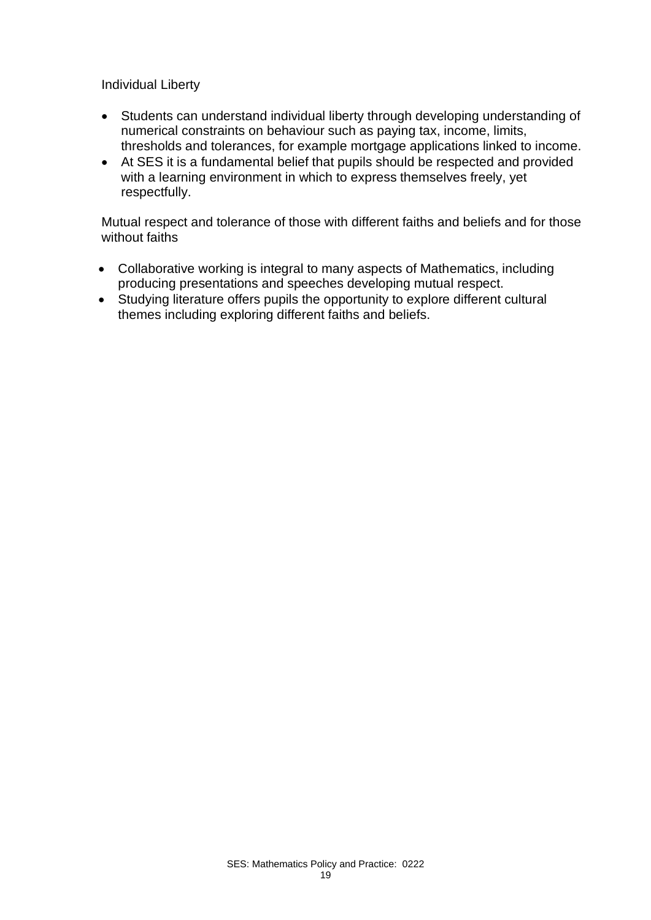Individual Liberty

- Students can understand individual liberty through developing understanding of numerical constraints on behaviour such as paying tax, income, limits, thresholds and tolerances, for example mortgage applications linked to income.
- At SES it is a fundamental belief that pupils should be respected and provided with a learning environment in which to express themselves freely, yet respectfully.

Mutual respect and tolerance of those with different faiths and beliefs and for those without faiths

- Collaborative working is integral to many aspects of Mathematics, including producing presentations and speeches developing mutual respect.
- Studying literature offers pupils the opportunity to explore different cultural themes including exploring different faiths and beliefs.